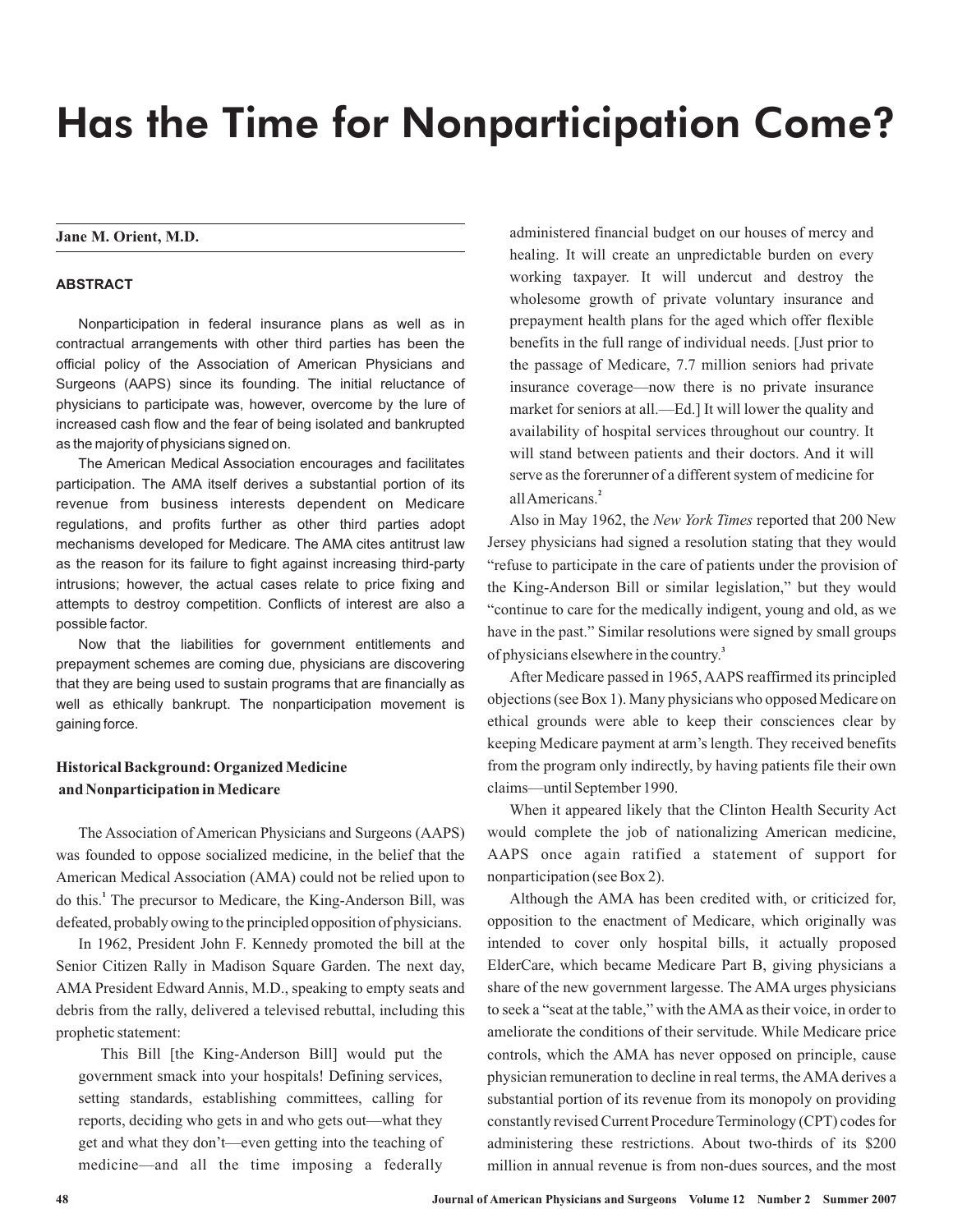# Has the Time for Nonparticipation Come?

**Jane M. Orient, M.D.**

#### ABSTRACT

Nonparticipation in federal insurance plans as well as in contractual arrangements with other third parties has been the official policy of the Association of American Physicians and Surgeons (AAPS) since its founding. The initial reluctance of physicians to participate was, however, overcome by the lure of increased cash flow and the fear of being isolated and bankrupted as the majority of physicians signed on.

The American Medical Association encourages and facilitates participation. The AMA itself derives a substantial portion of its revenue from business interests dependent on Medicare regulations, and profits further as other third parties adopt mechanisms developed for Medicare. The AMA cites antitrust law as the reason for its failure to fight against increasing third-party intrusions; however, the actual cases relate to price fixing and attempts to destroy competition. Conflicts of interest are also a possible factor.

Now that the liabilities for government entitlements and prepayment schemes are coming due, physicians are discovering that they are being used to sustain programs that are financially as well as ethically bankrupt. The nonparticipation movement is gaining force.

## Historical Background: Organized Medicine and Nonparticipation in Medicare

The Association of American Physicians and Surgeons (AAPS) was founded to oppose socialized medicine, in the belief that the American Medical Association (AMA) could not be relied upon to do this.[1] The precursor to Medicare, the King-Anderson Bill, was defeated, probably owing to the principled opposition of physicians.

In 1962, President John F. Kennedy promoted the bill at the Senior Citizen Rally in Madison Square Garden. The next day, AMA President Edward Annis, M.D., speaking to empty seats and debris from the rally, delivered a televised rebuttal, including this prophetic statement:

> This Bill [the King-Anderson Bill] would put the government smack into your hospitals! Defining services, setting standards, establishing committees, calling for reports, deciding who gets in and who gets out—what they get and what they don't—even getting into the teaching of medicine—and all the time imposing a federally administered financial budget on our houses of mercy and healing. It will create an unpredictable burden on every working taxpayer. It will undercut and destroy the wholesome growth of private voluntary insurance and prepayment health plans for the aged which offer flexible benefits in the full range of individual needs. [Just prior to the passage of Medicare, 7.7 million seniors had private insurance coverage—now there is no private insurance market for seniors at all.—Ed.] It will lower the quality and availability of hospital services throughout our country. It will stand between patients and their doctors. And it will serve as the forerunner of a different system of medicine for all Americans.[2]

Also in May 1962, the *New York Times* reported that 200 New Jersey physicians had signed a resolution stating that they would "refuse to participate in the care of patients under the provision of the King-Anderson Bill or similar legislation," but they would "continue to care for the medically indigent, young and old, as we have in the past." Similar resolutions were signed by small groups of physicians elsewhere in the country.[3]

After Medicare passed in 1965, AAPS reaffirmed its principled objections (see Box 1). Many physicians who opposed Medicare on ethical grounds were able to keep their consciences clear by keeping Medicare payment at arm's length. They received benefits from the program only indirectly, by having patients file their own claims—until September 1990.

When it appeared likely that the Clinton Health Security Act would complete the job of nationalizing American medicine, AAPS once again ratified a statement of support for nonparticipation (see Box 2).

Although the AMA has been credited with, or criticized for, opposition to the enactment of Medicare, which originally was intended to cover only hospital bills, it actually proposed ElderCare, which became Medicare Part B, giving physicians a share of the new government largesse. The AMA urges physicians to seek a "seat at the table," with the AMA as their voice, in order to ameliorate the conditions of their servitude. While Medicare price controls, which the AMA has never opposed on principle, cause physician remuneration to decline in real terms, the AMA derives a substantial portion of its revenue from its monopoly on providing constantly revised Current Procedure Terminology (CPT) codes for administering these restrictions. About two-thirds of its $200 million in annual revenue is from non-dues sources, and the most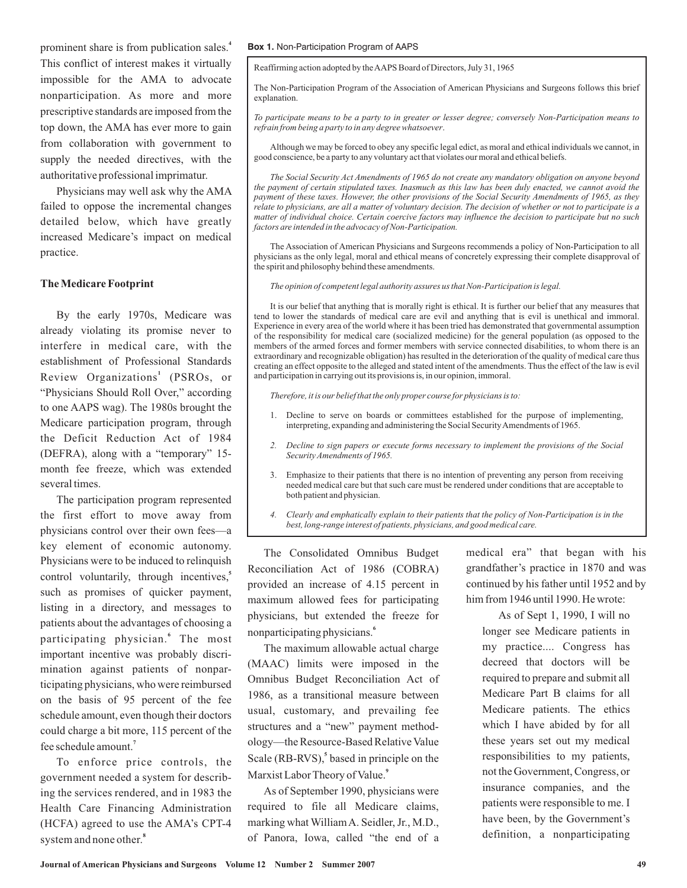prominent share is from publication sales.[4] This conflict of interest makes it virtually impossible for the AMA to advocate nonparticipation. As more and more prescriptive standards are imposed from the top down, the AMA has ever more to gain from collaboration with government to supply the needed directives, with the authoritative professional imprimatur.

Physicians may well ask why the AMA failed to oppose the incremental changes detailed below, which have greatly increased Medicare's impact on medical practice.

**Box 1.** Non-Participation Program of AAPS

> Reaffirming action adopted by the AAPS Board of Directors, July 31, 1965
>
> The Non-Participation Program of the Association of American Physicians and Surgeons follows this brief explanation.
>
> *To participate means to be a party to in greater or lesser degree; conversely Non-Participation means to refrain from being a party to in any degree whatsoever.*
>
> Although we may be forced to obey any specific legal edict, as moral and ethical individuals we cannot, in good conscience, be a party to any voluntary act that violates our moral and ethical beliefs.
>
> *The Social Security Act Amendments of 1965 do not create any mandatory obligation on anyone beyond the payment of certain stipulated taxes. Inasmuch as this law has been duly enacted, we cannot avoid the payment of these taxes. However, the other provisions of the Social Security Amendments of 1965, as they relate to physicians, are all a matter of voluntary decision. The decision of whether or not to participate is a matter of individual choice. Certain coercive factors may influence the decision to participate but no such factors are intended in the advocacy of Non-Participation.*
>
> The Association of American Physicians and Surgeons recommends a policy of Non-Participation to all physicians as the only legal, moral and ethical means of concretely expressing their complete disapproval of the spirit and philosophy behind these amendments.
>
> *The opinion of competent legal authority assures us that Non-Participation is legal.*
>
> It is our belief that anything that is morally right is ethical. It is further our belief that any measures that tend to lower the standards of medical care are evil and anything that is evil is unethical and immoral. Experience in every area of the world where it has been tried has demonstrated that governmental assumption of the responsibility for medical care (socialized medicine) for the general population (as opposed to the members of the armed forces and former members with service connected disabilities, to whom there is an extraordinary and recognizable obligation) has resulted in the deterioration of the quality of medical care thus creating an effect opposite to the alleged and stated intent of the amendments. Thus the effect of the law is evil and participation in carrying out its provisions is, in our opinion, immoral.
>
> *Therefore, it is our belief that the only proper course for physicians is to:*
>
> 1. Decline to serve on boards or committees established for the purpose of implementing, interpreting, expanding and administering the Social Security Amendments of 1965.
> 2. *Decline to sign papers or execute forms necessary to implement the provisions of the Social Security Amendments of 1965.*
> 3. Emphasize to their patients that there is no intention of preventing any person from receiving needed medical care but that such care must be rendered under conditions that are acceptable to both patient and physician.
> 4. *Clearly and emphatically explain to their patients that the policy of Non-Participation is in the best, long-range interest of patients, physicians, and good medical care.*

### The Medicare Footprint

By the early 1970s, Medicare was already violating its promise never to interfere in medical care, with the establishment of Professional Standards Review Organizations[1] (PSROs, or "Physicians Should Roll Over," according to one AAPS wag). The 1980s brought the Medicare participation program, through the Deficit Reduction Act of 1984 (DEFRA), along with a "temporary" 15-month fee freeze, which was extended several times.

The participation program represented the first effort to move away from physicians control over their own fees—a key element of economic autonomy. Physicians were to be induced to relinquish control voluntarily, through incentives,[5] such as promises of quicker payment, listing in a directory, and messages to patients about the advantages of choosing a participating physician.[6] The most important incentive was probably discrimination against patients of nonparticipating physicians, who were reimbursed on the basis of 95 percent of the fee schedule amount, even though their doctors could charge a bit more, 115 percent of the fee schedule amount.[7]

To enforce price controls, the government needed a system for describing the services rendered, and in 1983 the Health Care Financing Administration (HCFA) agreed to use the AMA's CPT-4 system and none other.[8]

The Consolidated Omnibus Budget Reconciliation Act of 1986 (COBRA) provided an increase of 4.15 percent in maximum allowed fees for participating physicians, but extended the freeze for nonparticipating physicians.[6]

The maximum allowable actual charge (MAAC) limits were imposed in the Omnibus Budget Reconciliation Act of 1986, as a transitional measure between usual, customary, and prevailing fee structures and a "new" payment methodology—the Resource-Based Relative Value Scale (RB-RVS),[5] based in principle on the Marxist Labor Theory of Value.[9]

As of September 1990, physicians were required to file all Medicare claims, marking what William A. Seidler, Jr., M.D., of Panora, Iowa, called "the end of a medical era" that began with his grandfather's practice in 1870 and was continued by his father until 1952 and by him from 1946 until 1990. He wrote:

> As of Sept 1, 1990, I will no longer see Medicare patients in my practice.... Congress has decreed that doctors will be required to prepare and submit all Medicare Part B claims for all Medicare patients. The ethics which I have abided by for all these years set out my medical responsibilities to my patients, not the Government, Congress, or insurance companies, and the patients were responsible to me. I have been, by the Government's definition, a nonparticipating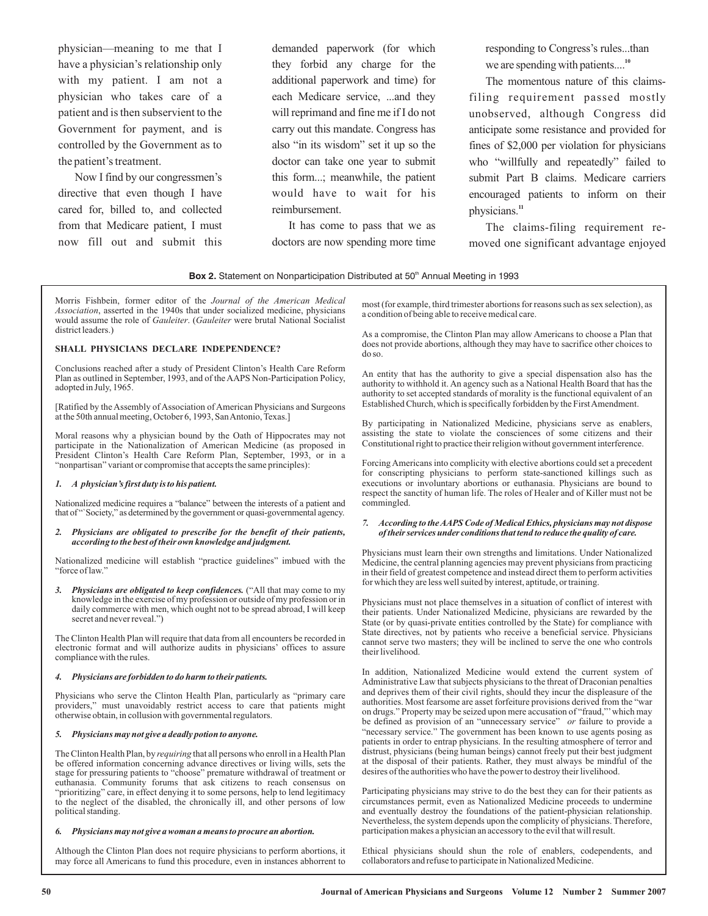physician—meaning to me that I have a physician's relationship only with my patient. I am not a physician who takes care of a patient and is then subservient to the Government for payment, and is controlled by the Government as to the patient's treatment.

Now I find by our congressmen's directive that even though I have cared for, billed to, and collected from that Medicare patient, I must now fill out and submit this demanded paperwork (for which they forbid any charge for the additional paperwork and time) for each Medicare service, ...and they will reprimand and fine me if I do not carry out this mandate. Congress has also "in its wisdom" set it up so the doctor can take one year to submit this form...; meanwhile, the patient would have to wait for his reimbursement.

It has come to pass that we as doctors are now spending more time responding to Congress's rules...than we are spending with patients....[10]

The momentous nature of this claims-filing requirement passed mostly unobserved, although Congress did anticipate some resistance and provided for fines of $2,000 per violation for physicians who "willfully and repeatedly" failed to submit Part B claims. Medicare carriers encouraged patients to inform on their physicians.[11]

The claims-filing requirement removed one significant advantage enjoyed

**Box 2.** Statement on Nonparticipation Distributed at 50th Annual Meeting in 1993

Morris Fishbein, former editor of the *Journal of the American Medical Association*, asserted in the 1940s that under socialized medicine, physicians would assume the role of *Gauleiter*. (*Gauleiter* were brutal National Socialist district leaders.)

**SHALL PHYSICIANS DECLARE INDEPENDENCE?**

Conclusions reached after a study of President Clinton's Health Care Reform Plan as outlined in September, 1993, and of the AAPS Non-Participation Policy, adopted in July, 1965.

[Ratified by the Assembly of Association of American Physicians and Surgeons at the 50th annual meeting, October 6, 1993, San Antonio, Texas.]

Moral reasons why a physician bound by the Oath of Hippocrates may not participate in the Nationalization of American Medicine (as proposed in President Clinton's Health Care Reform Plan, September, 1993, or in a "nonpartisan" variant or compromise that accepts the same principles):

***1. A physician's first duty is to his patient.***

Nationalized medicine requires a "balance" between the interests of a patient and that of "`Society," as determined by the government or quasi-governmental agency.

***2. Physicians are obligated to prescribe for the benefit of their patients, according to the best of their own knowledge and judgment.***

Nationalized medicine will establish "practice guidelines" imbued with the "force of law."

***3. Physicians are obligated to keep confidences.*** ("All that may come to my knowledge in the exercise of my profession or outside of my profession or in daily commerce with men, which ought not to be spread abroad, I will keep secret and never reveal.")

The Clinton Health Plan will require that data from all encounters be recorded in electronic format and will authorize audits in physicians' offices to assure compliance with the rules.

***4. Physicians are forbidden to do harm to their patients.***

Physicians who serve the Clinton Health Plan, particularly as "primary care providers," must unavoidably restrict access to care that patients might otherwise obtain, in collusion with governmental regulators.

***5. Physicians may not give a deadly potion to anyone.***

The Clinton Health Plan, by *requiring* that all persons who enroll in a Health Plan be offered information concerning advance directives or living wills, sets the stage for pressuring patients to "choose" premature withdrawal of treatment or euthanasia. Community forums that ask citizens to reach consensus on "prioritizing" care, in effect denying it to some persons, help to lend legitimacy to the neglect of the disabled, the chronically ill, and other persons of low political standing.

***6. Physicians may not give a woman a means to procure an abortion.***

Although the Clinton Plan does not require physicians to perform abortions, it may force all Americans to fund this procedure, even in instances abhorrent to most (for example, third trimester abortions for reasons such as sex selection), as a condition of being able to receive medical care.

As a compromise, the Clinton Plan may allow Americans to choose a Plan that does not provide abortions, although they may have to sacrifice other choices to do so.

An entity that has the authority to give a special dispensation also has the authority to withhold it. An agency such as a National Health Board that has the authority to set accepted standards of morality is the functional equivalent of an Established Church, which is specifically forbidden by the First Amendment.

By participating in Nationalized Medicine, physicians serve as enablers, assisting the state to violate the consciences of some citizens and their Constitutional right to practice their religion without government interference.

Forcing Americans into complicity with elective abortions could set a precedent for conscripting physicians to perform state-sanctioned killings such as executions or involuntary abortions or euthanasia. Physicians are bound to respect the sanctity of human life. The roles of Healer and of Killer must not be commingled.

***7. According to the AAPS Code of Medical Ethics, physicians may not dispose of their services under conditions that tend to reduce the quality of care.***

Physicians must learn their own strengths and limitations. Under Nationalized Medicine, the central planning agencies may prevent physicians from practicing in their field of greatest competence and instead direct them to perform activities for which they are less well suited by interest, aptitude, or training.

Physicians must not place themselves in a situation of conflict of interest with their patients. Under Nationalized Medicine, physicians are rewarded by the State (or by quasi-private entities controlled by the State) for compliance with State directives, not by patients who receive a beneficial service. Physicians cannot serve two masters; they will be inclined to serve the one who controls their livelihood.

In addition, Nationalized Medicine would extend the current system of Administrative Law that subjects physicians to the threat of Draconian penalties and deprives them of their civil rights, should they incur the displeasure of the authorities. Most fearsome are asset forfeiture provisions derived from the "war on drugs." Property may be seized upon mere accusation of "fraud,"' which may be defined as provision of an "unnecessary service" *or* failure to provide a "necessary service." The government has been known to use agents posing as patients in order to entrap physicians. In the resulting atmosphere of terror and distrust, physicians (being human beings) cannot freely put their best judgment at the disposal of their patients. Rather, they must always be mindful of the desires of the authorities who have the power to destroy their livelihood.

Participating physicians may strive to do the best they can for their patients as circumstances permit, even as Nationalized Medicine proceeds to undermine and eventually destroy the foundations of the patient-physician relationship. Nevertheless, the system depends upon the complicity of physicians. Therefore, participation makes a physician an accessory to the evil that will result.

Ethical physicians should shun the role of enablers, codependents, and collaborators and refuse to participate in Nationalized Medicine.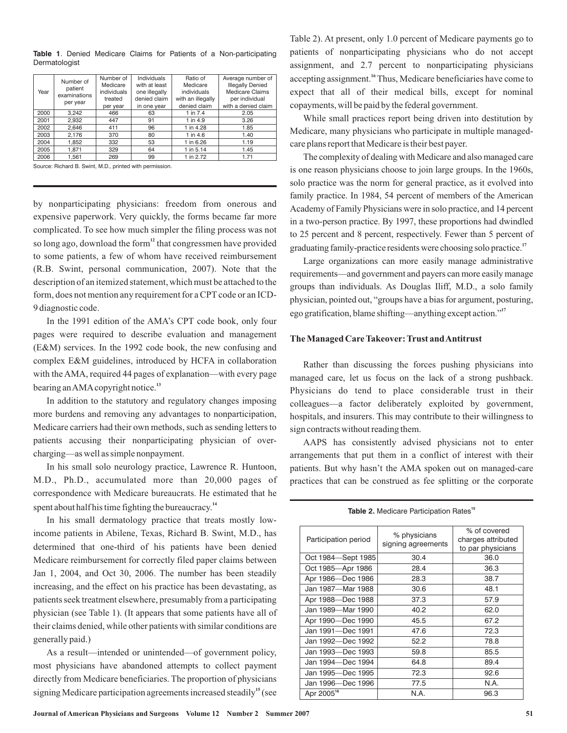**Table 1**. Denied Medicare Claims for Patients of a Non-participating Dermatologist

| Year | Number of patient examinations per year | Number of Medicare individuals treated per year | Individuals with at least one illegally denied claim in one year | Ratio of Medicare individuals with an illegally denied claim | Average number of Illegally Denied Medicare Claims per individual with a denied claim |
|---|---|---|---|---|---|
| 2000 | 3,242 | 466 | 63 | 1 in 7.4 | 2.05 |
| 2001 | 2,932 | 447 | 91 | 1 in 4.9 | 3.26 |
| 2002 | 2,646 | 411 | 96 | 1 in 4.28 | 1.85 |
| 2003 | 2,176 | 370 | 80 | 1 in 4.6 | 1.40 |
| 2004 | 1,852 | 332 | 53 | 1 in 6.26 | 1.19 |
| 2005 | 1,871 | 329 | 64 | 1 in 5.14 | 1.45 |
| 2006 | 1,561 | 269 | 99 | 1 in 2.72 | 1.71 |

Source: Richard B. Swint, M.D., printed with permission.

by nonparticipating physicians: freedom from onerous and expensive paperwork. Very quickly, the forms became far more complicated. To see how much simpler the filing process was not so long ago, download the form[12] that congressmen have provided to some patients, a few of whom have received reimbursement (R.B. Swint, personal communication, 2007). Note that the description of an itemized statement, which must be attached to the form, does not mention any requirement for a CPT code or an ICD-9 diagnostic code.

In the 1991 edition of the AMA's CPT code book, only four pages were required to describe evaluation and management (E&M) services. In the 1992 code book, the new confusing and complex E&M guidelines, introduced by HCFA in collaboration with the AMA, required 44 pages of explanation—with every page bearing an AMA copyright notice.[13]

In addition to the statutory and regulatory changes imposing more burdens and removing any advantages to nonparticipation, Medicare carriers had their own methods, such as sending letters to patients accusing their nonparticipating physician of overcharging—as well as simple nonpayment.

In his small solo neurology practice, Lawrence R. Huntoon, M.D., Ph.D., accumulated more than 20,000 pages of correspondence with Medicare bureaucrats. He estimated that he spent about half his time fighting the bureaucracy.[14]

In his small dermatology practice that treats mostly low-income patients in Abilene, Texas, Richard B. Swint, M.D., has determined that one-third of his patients have been denied Medicare reimbursement for correctly filed paper claims between Jan 1, 2004, and Oct 30, 2006. The number has been steadily increasing, and the effect on his practice has been devastating, as patients seek treatment elsewhere, presumably from a participating physician (see Table 1). (It appears that some patients have all of their claims denied, while other patients with similar conditions are generally paid.)

As a result—intended or unintended—of government policy, most physicians have abandoned attempts to collect payment directly from Medicare beneficiaries. The proportion of physicians signing Medicare participation agreements increased steadily[15] (see Table 2). At present, only 1.0 percent of Medicare payments go to patients of nonparticipating physicians who do not accept assignment, and 2.7 percent to nonparticipating physicians accepting assignment.[16] Thus, Medicare beneficiaries have come to expect that all of their medical bills, except for nominal copayments, will be paid by the federal government.

While small practices report being driven into destitution by Medicare, many physicians who participate in multiple managed-care plans report that Medicare is their best payer.

The complexity of dealing with Medicare and also managed care is one reason physicians choose to join large groups. In the 1960s, solo practice was the norm for general practice, as it evolved into family practice. In 1984, 54 percent of members of the American Academy of Family Physicians were in solo practice, and 14 percent in a two-person practice. By 1997, these proportions had dwindled to 25 percent and 8 percent, respectively. Fewer than 5 percent of graduating family-practice residents were choosing solo practice.[17]

Large organizations can more easily manage administrative requirements—and government and payers can more easily manage groups than individuals. As Douglas Iliff, M.D., a solo family physician, pointed out, "groups have a bias for argument, posturing, ego gratification, blame shifting—anything except action."[17]

### The Managed Care Takeover: Trust and Antitrust

Rather than discussing the forces pushing physicians into managed care, let us focus on the lack of a strong pushback. Physicians do tend to place considerable trust in their colleagues—a factor deliberately exploited by government, hospitals, and insurers. This may contribute to their willingness to sign contracts without reading them.

AAPS has consistently advised physicians not to enter arrangements that put them in a conflict of interest with their patients. But why hasn't the AMA spoken out on managed-care practices that can be construed as fee splitting or the corporate

**Table 2.** Medicare Participation Rates[15]

| Participation period | % physicians signing agreements | % of covered charges attributed to par physicians |
|---|---|---|
| Oct 1984—Sept 1985 | 30.4 | 36.0 |
| Oct 1985—Apr 1986 | 28.4 | 36.3 |
| Apr 1986—Dec 1986 | 28.3 | 38.7 |
| Jan 1987—Mar 1988 | 30.6 | 48.1 |
| Apr 1988—Dec 1988 | 37.3 | 57.9 |
| Jan 1989—Mar 1990 | 40.2 | 62.0 |
| Apr 1990—Dec 1990 | 45.5 | 67.2 |
| Jan 1991—Dec 1991 | 47.6 | 72.3 |
| Jan 1992—Dec 1992 | 52.2 | 78.8 |
| Jan 1993—Dec 1993 | 59.8 | 85.5 |
| Jan 1994—Dec 1994 | 64.8 | 89.4 |
| Jan 1995—Dec 1995 | 72.3 | 92.6 |
| Jan 1996—Dec 1996 | 77.5 | N.A. |
| Apr 2005[16] | N.A. | 96.3 |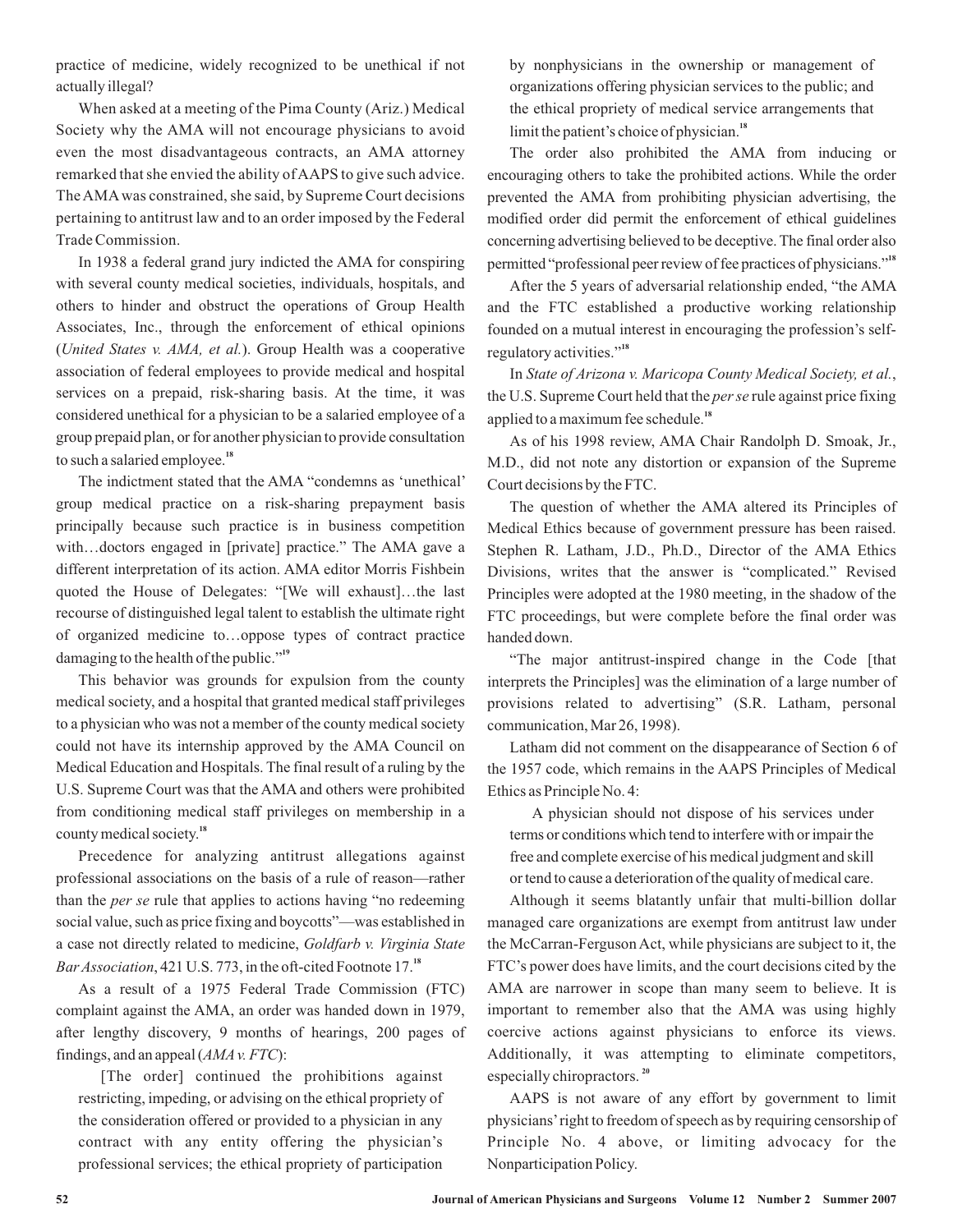practice of medicine, widely recognized to be unethical if not actually illegal?

When asked at a meeting of the Pima County (Ariz.) Medical Society why the AMA will not encourage physicians to avoid even the most disadvantageous contracts, an AMA attorney remarked that she envied the ability of AAPS to give such advice. The AMA was constrained, she said, by Supreme Court decisions pertaining to antitrust law and to an order imposed by the Federal Trade Commission.

In 1938 a federal grand jury indicted the AMA for conspiring with several county medical societies, individuals, hospitals, and others to hinder and obstruct the operations of Group Health Associates, Inc., through the enforcement of ethical opinions (*United States v. AMA, et al.*). Group Health was a cooperative association of federal employees to provide medical and hospital services on a prepaid, risk-sharing basis. At the time, it was considered unethical for a physician to be a salaried employee of a group prepaid plan, or for another physician to provide consultation to such a salaried employee.[18]

The indictment stated that the AMA "condemns as 'unethical' group medical practice on a risk-sharing prepayment basis principally because such practice is in business competition with…doctors engaged in [private] practice." The AMA gave a different interpretation of its action. AMA editor Morris Fishbein quoted the House of Delegates: "[We will exhaust]…the last recourse of distinguished legal talent to establish the ultimate right of organized medicine to…oppose types of contract practice damaging to the health of the public."[19]

This behavior was grounds for expulsion from the county medical society, and a hospital that granted medical staff privileges to a physician who was not a member of the county medical society could not have its internship approved by the AMA Council on Medical Education and Hospitals. The final result of a ruling by the U.S. Supreme Court was that the AMA and others were prohibited from conditioning medical staff privileges on membership in a county medical society.[18]

Precedence for analyzing antitrust allegations against professional associations on the basis of a rule of reason—rather than the *per se* rule that applies to actions having "no redeeming social value, such as price fixing and boycotts"—was established in a case not directly related to medicine, *Goldfarb v. Virginia State Bar Association*, 421 U.S. 773, in the oft-cited Footnote 17.[18]

As a result of a 1975 Federal Trade Commission (FTC) complaint against the AMA, an order was handed down in 1979, after lengthy discovery, 9 months of hearings, 200 pages of findings, and an appeal (*AMA v. FTC*):

> [The order] continued the prohibitions against restricting, impeding, or advising on the ethical propriety of the consideration offered or provided to a physician in any contract with any entity offering the physician's professional services; the ethical propriety of participation by nonphysicians in the ownership or management of organizations offering physician services to the public; and the ethical propriety of medical service arrangements that limit the patient's choice of physician.[18]

The order also prohibited the AMA from inducing or encouraging others to take the prohibited actions. While the order prevented the AMA from prohibiting physician advertising, the modified order did permit the enforcement of ethical guidelines concerning advertising believed to be deceptive. The final order also permitted "professional peer review of fee practices of physicians."[18]

After the 5 years of adversarial relationship ended, "the AMA and the FTC established a productive working relationship founded on a mutual interest in encouraging the profession's self-regulatory activities."[18]

In *State of Arizona v. Maricopa County Medical Society, et al.*, the U.S. Supreme Court held that the *per se* rule against price fixing applied to a maximum fee schedule.[18]

As of his 1998 review, AMA Chair Randolph D. Smoak, Jr., M.D., did not note any distortion or expansion of the Supreme Court decisions by the FTC.

The question of whether the AMA altered its Principles of Medical Ethics because of government pressure has been raised. Stephen R. Latham, J.D., Ph.D., Director of the AMA Ethics Divisions, writes that the answer is "complicated." Revised Principles were adopted at the 1980 meeting, in the shadow of the FTC proceedings, but were complete before the final order was handed down.

"The major antitrust-inspired change in the Code [that interprets the Principles] was the elimination of a large number of provisions related to advertising" (S.R. Latham, personal communication, Mar 26, 1998).

Latham did not comment on the disappearance of Section 6 of the 1957 code, which remains in the AAPS Principles of Medical Ethics as Principle No. 4:

> A physician should not dispose of his services under terms or conditions which tend to interfere with or impair the free and complete exercise of his medical judgment and skill or tend to cause a deterioration of the quality of medical care.

Although it seems blatantly unfair that multi-billion dollar managed care organizations are exempt from antitrust law under the McCarran-Ferguson Act, while physicians are subject to it, the FTC's power does have limits, and the court decisions cited by the AMA are narrower in scope than many seem to believe. It is important to remember also that the AMA was using highly coercive actions against physicians to enforce its views. Additionally, it was attempting to eliminate competitors, especially chiropractors.[20]

AAPS is not aware of any effort by government to limit physicians' right to freedom of speech as by requiring censorship of Principle No. 4 above, or limiting advocacy for the Nonparticipation Policy.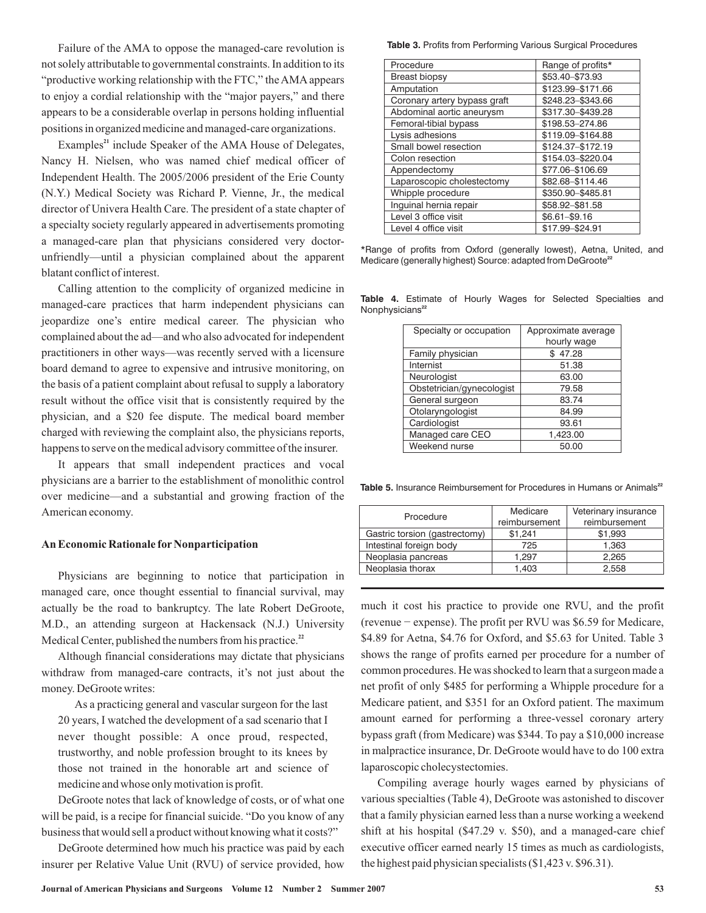Failure of the AMA to oppose the managed-care revolution is not solely attributable to governmental constraints. In addition to its "productive working relationship with the FTC," the AMA appears to enjoy a cordial relationship with the "major payers," and there appears to be a considerable overlap in persons holding influential positions in organized medicine and managed-care organizations.

Examples[21] include Speaker of the AMA House of Delegates, Nancy H. Nielsen, who was named chief medical officer of Independent Health. The 2005/2006 president of the Erie County (N.Y.) Medical Society was Richard P. Vienne, Jr., the medical director of Univera Health Care. The president of a state chapter of a specialty society regularly appeared in advertisements promoting a managed-care plan that physicians considered very doctor-unfriendly—until a physician complained about the apparent blatant conflict of interest.

Calling attention to the complicity of organized medicine in managed-care practices that harm independent physicians can jeopardize one's entire medical career. The physician who complained about the ad—and who also advocated for independent practitioners in other ways—was recently served with a licensure board demand to agree to expensive and intrusive monitoring, on the basis of a patient complaint about refusal to supply a laboratory result without the office visit that is consistently required by the physician, and a $20 fee dispute. The medical board member charged with reviewing the complaint also, the physicians reports, happens to serve on the medical advisory committee of the insurer.

It appears that small independent practices and vocal physicians are a barrier to the establishment of monolithic control over medicine—and a substantial and growing fraction of the American economy.

## An Economic Rationale for Nonparticipation

Physicians are beginning to notice that participation in managed care, once thought essential to financial survival, may actually be the road to bankruptcy. The late Robert DeGroote, M.D., an attending surgeon at Hackensack (N.J.) University Medical Center, published the numbers from his practice.[22]

Although financial considerations may dictate that physicians withdraw from managed-care contracts, it's not just about the money. DeGroote writes:

> As a practicing general and vascular surgeon for the last 20 years, I watched the development of a sad scenario that I never thought possible: A once proud, respected, trustworthy, and noble profession brought to its knees by those not trained in the honorable art and science of medicine and whose only motivation is profit.

DeGroote notes that lack of knowledge of costs, or of what one will be paid, is a recipe for financial suicide. "Do you know of any business that would sell a product without knowing what it costs?"

DeGroote determined how much his practice was paid by each insurer per Relative Value Unit (RVU) of service provided, how much it cost his practice to provide one RVU, and the profit (revenue − expense). The profit per RVU was $6.59 for Medicare, $4.89 for Aetna, $4.76 for Oxford, and $5.63 for United. Table 3 shows the range of profits earned per procedure for a number of common procedures. He was shocked to learn that a surgeon made a net profit of only $485 for performing a Whipple procedure for a Medicare patient, and $351 for an Oxford patient. The maximum amount earned for performing a three-vessel coronary artery bypass graft (from Medicare) was $344. To pay a $10,000 increase in malpractice insurance, Dr. DeGroote would have to do 100 extra laparoscopic cholecystectomies.

Compiling average hourly wages earned by physicians of various specialties (Table 4), DeGroote was astonished to discover that a family physician earned less than a nurse working a weekend shift at his hospital ($47.29 v. $50), and a managed-care chief executive officer earned nearly 15 times as much as cardiologists, the highest paid physician specialists ($1,423 v. $96.31).

**Table 3.** Profits from Performing Various Surgical Procedures

| Procedure | Range of profits* |
|---|---|
| Breast biopsy | $53.40–$73.93 |
| Amputation | $123.99–$171.66 |
| Coronary artery bypass graft | $248.23–$343.66 |
| Abdominal aortic aneurysm | $317.30–$439.28 |
| Femoral-tibial bypass | $198.53–274.86 |
| Lysis adhesions | $119.09–$164.88 |
| Small bowel resection | $124.37–$172.19 |
| Colon resection | $154.03–$220.04 |
| Appendectomy | $77.06–$106.69 |
| Laparoscopic cholestectomy | $82.68–$114.46 |
| Whipple procedure | $350.90–$485.81 |
| Inguinal hernia repair | $58.92–$81.58 |
| Level 3 office visit | $6.61–$9.16 |
| Level 4 office visit | $17.99–$24.91 |

*Range of profits from Oxford (generally lowest), Aetna, United, and Medicare (generally highest) Source: adapted from DeGroote[22]

**Table 4.** Estimate of Hourly Wages for Selected Specialties and Nonphysicians[22]

| Specialty or occupation | Approximate average hourly wage |
|---|---|
| Family physician | $ 47.28 |
| Internist | 51.38 |
| Neurologist | 63.00 |
| Obstetrician/gynecologist | 79.58 |
| General surgeon | 83.74 |
| Otolaryngologist | 84.99 |
| Cardiologist | 93.61 |
| Managed care CEO | 1,423.00 |
| Weekend nurse | 50.00 |

**Table 5.** Insurance Reimbursement for Procedures in Humans or Animals[22]

| Procedure | Medicare reimbursement | Veterinary insurance reimbursement |
|---|---|---|
| Gastric torsion (gastrectomy) | $1,241 | $1,993 |
| Intestinal foreign body | 725 | 1,363 |
| Neoplasia pancreas | 1,297 | 2,265 |
| Neoplasia thorax | 1,403 | 2,558 |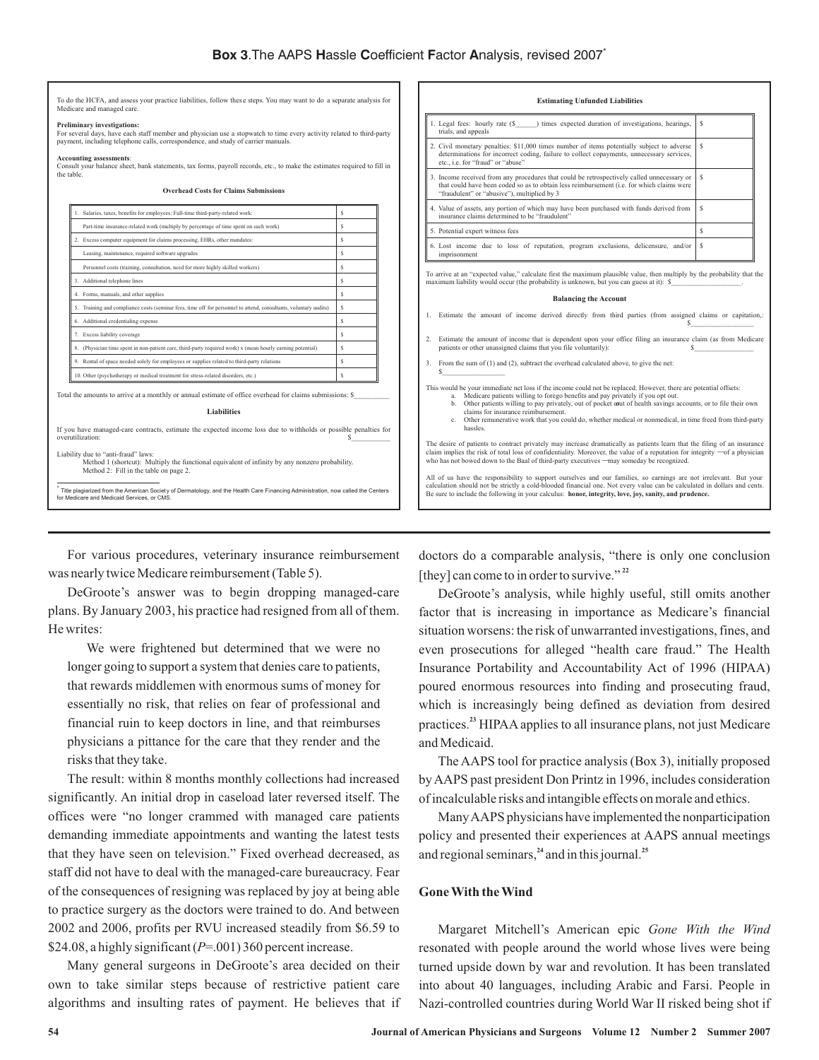**Box 3**.The AAPS **H**assle **C**oefficient **F**actor **A**nalysis, revised 2007*

To do the HCFA, and assess your practice liabilities, follow these steps. You may want to do a separate analysis for Medicare and managed care.

**Preliminary investigations:**
For several days, have each staff member and physician use a stopwatch to time every activity related to third-party payment, including telephone calls, correspondence, and study of carrier manuals.

**Accounting assessments**:
Consult your balance sheet, bank statements, tax forms, payroll records, etc., to make the estimates required to fill in the table.

**Overhead Costs for Claims Submissions**

| Item | Amount |
|---|---|
| 1. Salaries, taxes, benefits for employees: Full-time third-party-related work: | $ |
| Part-time insurance-related work (multiply by percentage of time spent on such work) | $ |
| 2. Excess computer equipment for claims processing, EHRs, other mandates: | $ |
| Leasing, maintenance, required software upgrades | $ |
| Personnel costs (training, consultation, need for more highly skilled workers) | $ |
| 3. Additional telephone lines | $ |
| 4. Forms, manuals, and other supplies | $ |
| 5. Training and compliance costs (seminar fees, time off for personnel to attend, consultants, voluntary audits) | $ |
| 6. Additional credentialing expense | $ |
| 7. Excess liability coverage | $ |
| 8. (Physician time spent in non-patient care, third-party required work) x (mean hourly earning potential) | $ |
| 9. Rental of space needed solely for employees or supplies related to third-party relations | $ |
| 10. Other (psychotherapy or medical treatment for stress-related disorders, etc.) | $ |

Total the amounts to arrive at a monthly or annual estimate of office overhead for claims submissions: $__________

**Liabilities**

If you have managed-care contracts, estimate the expected income loss due to withholds or possible penalties for overutilization: $__________

Liability due to "anti-fraud" laws:
Method 1 (shortcut): Multiply the functional equivalent of infinity by any nonzero probability.
Method 2: Fill in the table on page 2.

**Estimating Unfunded Liabilities**

| Item | Amount |
|---|---|
| 1. Legal fees: hourly rate ($______) times expected duration of investigations, hearings, trials, and appeals | $ |
| 2. Civil monetary penalties: $11,000 times number of items potentially subject to adverse determinations for incorrect coding, failure to collect copayments, unnecessary services, etc., i.e. for "fraud" or "abuse" | $ |
| 3. Income received from any procedures that could be retrospectively called unnecessary or that could have been coded so as to obtain less reimbursement (i.e. for which claims were "fraudulent" or "abusive"), multiplied by 3 | $ |
| 4. Value of assets, any portion of which may have been purchased with funds derived from insurance claims determined to be "fraudulent" | $ |
| 5. Potential expert witness fees | $ |
| 6. Lost income due to loss of reputation, program exclusions, delicensure, and/or imprisonment | $ |

To arrive at an "expected value," calculate first the maximum plausible value, then multiply by the probability that the maximum liability would occur (the probability is unknown, but you can guess at it): $__________________.

**Balancing the Account**

1. Estimate the amount of income derived directly from third parties (from assigned claims or capitation,: $________________
2. Estimate the amount of income that is dependent upon your office filing an insurance claim (as from Medicare patients or other unassigned claims that you file voluntarily): $_______________
3. From the sum of (1) and (2), subtract the overhead calculated above, to give the net: $________________

This would be your immediate net loss if the income could not be replaced. However, there are potential offsets:
a. Medicare patients willing to forego benefits and pay privately if you opt out.
b. Other patients willing to pay privately, out of pocket or out of health savings accounts, or to file their own claims for insurance reimbursement.
c. Other remunerative work that you could do, whether medical or nonmedical, in time freed from third-party hassles.

The desire of patients to contract privately may increase dramatically as patients learn that the filing of an insurance claim implies the risk of total loss of confidentiality. Moreover, the value of a reputation for integrity —of a physician who has not bowed down to the Baal of third-party executives —may someday be recognized.

All of us have the responsibility to support ourselves and our families, so earnings are not irrelevant. But your calculation should not be strictly a cold-blooded financial one. Not every value can be calculated in dollars and cents. Be sure to include the following in your calculus: **honor, integrity, love, joy, sanity, and prudence.**

* Title plagiarized from the American Society of Dermatology, and the Health Care Financing Administration, now called the Centers for Medicare and Medicaid Services, or CMS.

---

For various procedures, veterinary insurance reimbursement was nearly twice Medicare reimbursement (Table 5).

DeGroote's answer was to begin dropping managed-care plans. By January 2003, his practice had resigned from all of them. He writes:

> We were frightened but determined that we were no longer going to support a system that denies care to patients, that rewards middlemen with enormous sums of money for essentially no risk, that relies on fear of professional and financial ruin to keep doctors in line, and that reimburses physicians a pittance for the care that they render and the risks that they take.

The result: within 8 months monthly collections had increased significantly. An initial drop in caseload later reversed itself. The offices were "no longer crammed with managed care patients demanding immediate appointments and wanting the latest tests that they have seen on television." Fixed overhead decreased, as staff did not have to deal with the managed-care bureaucracy. Fear of the consequences of resigning was replaced by joy at being able to practice surgery as the doctors were trained to do. And between 2002 and 2006, profits per RVU increased steadily from $6.59 to $24.08, a highly significant ($P$=.001) 360 percent increase.

Many general surgeons in DeGroote's area decided on their own to take similar steps because of restrictive patient care algorithms and insulting rates of payment. He believes that if doctors do a comparable analysis, "there is only one conclusion [they] can come to in order to survive."[22]

DeGroote's analysis, while highly useful, still omits another factor that is increasing in importance as Medicare's financial situation worsens: the risk of unwarranted investigations, fines, and even prosecutions for alleged "health care fraud." The Health Insurance Portability and Accountability Act of 1996 (HIPAA) poured enormous resources into finding and prosecuting fraud, which is increasingly being defined as deviation from desired practices.[23] HIPAA applies to all insurance plans, not just Medicare and Medicaid.

The AAPS tool for practice analysis (Box 3), initially proposed by AAPS past president Don Printz in 1996, includes consideration of incalculable risks and intangible effects on morale and ethics.

Many AAPS physicians have implemented the nonparticipation policy and presented their experiences at AAPS annual meetings and regional seminars,[24] and in this journal.[25]

## Gone With the Wind

Margaret Mitchell's American epic *Gone With the Wind* resonated with people around the world whose lives were being turned upside down by war and revolution. It has been translated into about 40 languages, including Arabic and Farsi. People in Nazi-controlled countries during World War II risked being shot if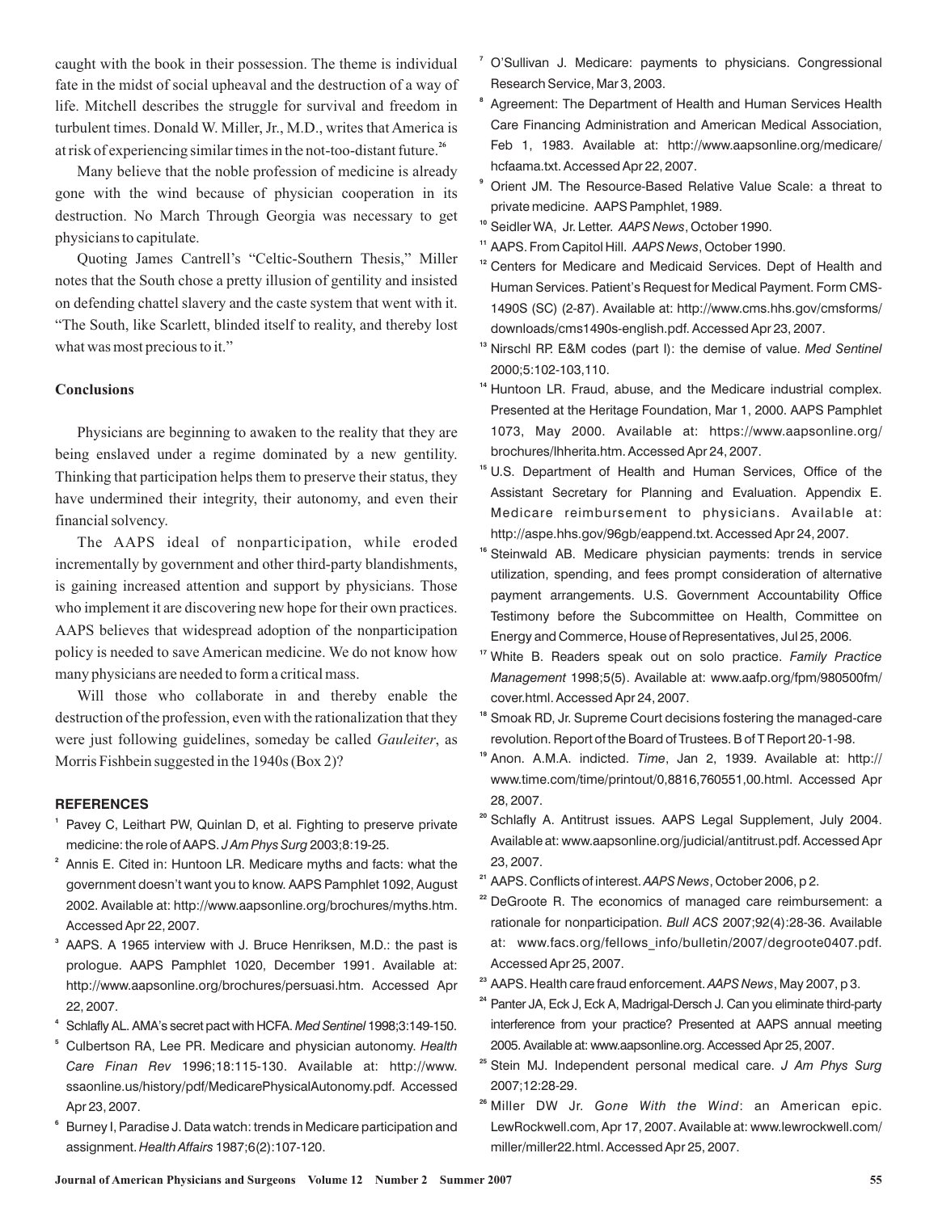caught with the book in their possession. The theme is individual fate in the midst of social upheaval and the destruction of a way of life. Mitchell describes the struggle for survival and freedom in turbulent times. Donald W. Miller, Jr., M.D., writes that America is at risk of experiencing similar times in the not-too-distant future.[26]

Many believe that the noble profession of medicine is already gone with the wind because of physician cooperation in its destruction. No March Through Georgia was necessary to get physicians to capitulate.

Quoting James Cantrell's "Celtic-Southern Thesis," Miller notes that the South chose a pretty illusion of gentility and insisted on defending chattel slavery and the caste system that went with it. "The South, like Scarlett, blinded itself to reality, and thereby lost what was most precious to it."

## Conclusions

Physicians are beginning to awaken to the reality that they are being enslaved under a regime dominated by a new gentility. Thinking that participation helps them to preserve their status, they have undermined their integrity, their autonomy, and even their financial solvency.

The AAPS ideal of nonparticipation, while eroded incrementally by government and other third-party blandishments, is gaining increased attention and support by physicians. Those who implement it are discovering new hope for their own practices. AAPS believes that widespread adoption of the nonparticipation policy is needed to save American medicine. We do not know how many physicians are needed to form a critical mass.

Will those who collaborate in and thereby enable the destruction of the profession, even with the rationalization that they were just following guidelines, someday be called *Gauleiter*, as Morris Fishbein suggested in the 1940s (Box 2)?

## REFERENCES

1. Pavey C, Leithart PW, Quinlan D, et al. Fighting to preserve private medicine: the role of AAPS. *J Am Phys Surg* 2003;8:19-25.
2. Annis E. Cited in: Huntoon LR. Medicare myths and facts: what the government doesn't want you to know. AAPS Pamphlet 1092, August 2002. Available at: http://www.aapsonline.org/brochures/myths.htm. Accessed Apr 22, 2007.
3. AAPS. A 1965 interview with J. Bruce Henriksen, M.D.: the past is prologue. AAPS Pamphlet 1020, December 1991. Available at: http://www.aapsonline.org/brochures/persuasi.htm. Accessed Apr 22, 2007.
4. Schlafly AL. AMA's secret pact with HCFA. *Med Sentinel* 1998;3:149-150.
5. Culbertson RA, Lee PR. Medicare and physician autonomy. *Health Care Finan Rev* 1996;18:115-130. Available at: http://www.ssaonline.us/history/pdf/MedicarePhysicalAutonomy.pdf. Accessed Apr 23, 2007.
6. Burney I, Paradise J. Data watch: trends in Medicare participation and assignment. *Health Affairs* 1987;6(2):107-120.
7. O'Sullivan J. Medicare: payments to physicians. Congressional Research Service, Mar 3, 2003.
8. Agreement: The Department of Health and Human Services Health Care Financing Administration and American Medical Association, Feb 1, 1983. Available at: http://www.aapsonline.org/medicare/hcfaama.txt. Accessed Apr 22, 2007.
9. Orient JM. The Resource-Based Relative Value Scale: a threat to private medicine. AAPS Pamphlet, 1989.
10. Seidler WA, Jr. Letter. *AAPS News*, October 1990.
11. AAPS. From Capitol Hill. *AAPS News*, October 1990.
12. Centers for Medicare and Medicaid Services. Dept of Health and Human Services. Patient's Request for Medical Payment. Form CMS-1490S (SC) (2-87). Available at: http://www.cms.hhs.gov/cmsforms/downloads/cms1490s-english.pdf. Accessed Apr 23, 2007.
13. Nirschl RP. E&M codes (part I): the demise of value. *Med Sentinel* 2000;5:102-103,110.
14. Huntoon LR. Fraud, abuse, and the Medicare industrial complex. Presented at the Heritage Foundation, Mar 1, 2000. AAPS Pamphlet 1073, May 2000. Available at: https://www.aapsonline.org/brochures/lhherita.htm. Accessed Apr 24, 2007.
15. U.S. Department of Health and Human Services, Office of the Assistant Secretary for Planning and Evaluation. Appendix E. Medicare reimbursement to physicians. Available at: http://aspe.hhs.gov/96gb/eappend.txt. Accessed Apr 24, 2007.
16. Steinwald AB. Medicare physician payments: trends in service utilization, spending, and fees prompt consideration of alternative payment arrangements. U.S. Government Accountability Office Testimony before the Subcommittee on Health, Committee on Energy and Commerce, House of Representatives, Jul 25, 2006.
17. White B. Readers speak out on solo practice. *Family Practice Management* 1998;5(5). Available at: www.aafp.org/fpm/980500fm/cover.html. Accessed Apr 24, 2007.
18. Smoak RD, Jr. Supreme Court decisions fostering the managed-care revolution. Report of the Board of Trustees. B of T Report 20-1-98.
19. Anon. A.M.A. indicted. *Time*, Jan 2, 1939. Available at: http://www.time.com/time/printout/0,8816,760551,00.html. Accessed Apr 28, 2007.
20. Schlafly A. Antitrust issues. AAPS Legal Supplement, July 2004. Available at: www.aapsonline.org/judicial/antitrust.pdf. Accessed Apr 23, 2007.
21. AAPS. Conflicts of interest. *AAPS News*, October 2006, p 2.
22. DeGroote R. The economics of managed care reimbursement: a rationale for nonparticipation. *Bull ACS* 2007;92(4):28-36. Available at: www.facs.org/fellows_info/bulletin/2007/degroote0407.pdf. Accessed Apr 25, 2007.
23. AAPS. Health care fraud enforcement. *AAPS News*, May 2007, p 3.
24. Panter JA, Eck J, Eck A, Madrigal-Dersch J. Can you eliminate third-party interference from your practice? Presented at AAPS annual meeting 2005. Available at: www.aapsonline.org. Accessed Apr 25, 2007.
25. Stein MJ. Independent personal medical care. *J Am Phys Surg* 2007;12:28-29.
26. Miller DW Jr. *Gone With the Wind*: an American epic. LewRockwell.com, Apr 17, 2007. Available at: www.lewrockwell.com/miller/miller22.html. Accessed Apr 25, 2007.